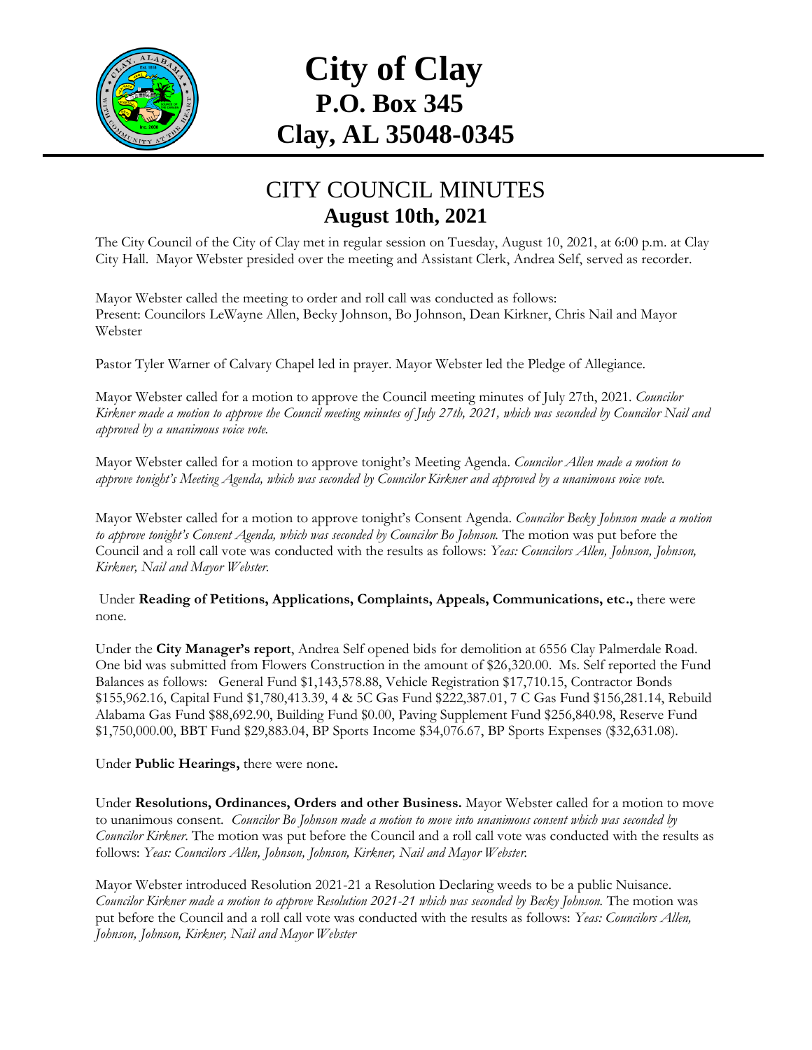# City of Clay
## P.O. Box 345
## Clay, AL 35048-0345

## CITY COUNCIL MINUTES
### August 10th, 2021

The City Council of the City of Clay met in regular session on Tuesday, August 10, 2021, at 6:00 p.m. at Clay City Hall. Mayor Webster presided over the meeting and Assistant Clerk, Andrea Self, served as recorder.

Mayor Webster called the meeting to order and roll call was conducted as follows:
Present: Councilors LeWayne Allen, Becky Johnson, Bo Johnson, Dean Kirkner, Chris Nail and Mayor Webster

Pastor Tyler Warner of Calvary Chapel led in prayer. Mayor Webster led the Pledge of Allegiance.

Mayor Webster called for a motion to approve the Council meeting minutes of July 27th, 2021. *Councilor Kirkner made a motion to approve the Council meeting minutes of July 27th, 2021, which was seconded by Councilor Nail and approved by a unanimous voice vote.*

Mayor Webster called for a motion to approve tonight's Meeting Agenda. *Councilor Allen made a motion to approve tonight's Meeting Agenda, which was seconded by Councilor Kirkner and approved by a unanimous voice vote.*

Mayor Webster called for a motion to approve tonight's Consent Agenda. *Councilor Becky Johnson made a motion to approve tonight's Consent Agenda, which was seconded by Councilor Bo Johnson.* The motion was put before the Council and a roll call vote was conducted with the results as follows: *Yeas: Councilors Allen, Johnson, Johnson, Kirkner, Nail and Mayor Webster.*

Under **Reading of Petitions, Applications, Complaints, Appeals, Communications, etc.,** there were none.

Under the **City Manager's report**, Andrea Self opened bids for demolition at 6556 Clay Palmerdale Road. One bid was submitted from Flowers Construction in the amount of $26,320.00. Ms. Self reported the Fund Balances as follows: General Fund $1,143,578.88, Vehicle Registration $17,710.15, Contractor Bonds $155,962.16, Capital Fund $1,780,413.39, 4 & 5C Gas Fund $222,387.01, 7 C Gas Fund $156,281.14, Rebuild Alabama Gas Fund $88,692.90, Building Fund $0.00, Paving Supplement Fund $256,840.98, Reserve Fund $1,750,000.00, BBT Fund $29,883.04, BP Sports Income $34,076.67, BP Sports Expenses ($32,631.08).

Under **Public Hearings,** there were none**.**

Under **Resolutions, Ordinances, Orders and other Business.** Mayor Webster called for a motion to move to unanimous consent. *Councilor Bo Johnson made a motion to move into unanimous consent which was seconded by Councilor Kirkner.* The motion was put before the Council and a roll call vote was conducted with the results as follows: *Yeas: Councilors Allen, Johnson, Johnson, Kirkner, Nail and Mayor Webster.*

Mayor Webster introduced Resolution 2021-21 a Resolution Declaring weeds to be a public Nuisance. *Councilor Kirkner made a motion to approve Resolution 2021-21 which was seconded by Becky Johnson.* The motion was put before the Council and a roll call vote was conducted with the results as follows: *Yeas: Councilors Allen, Johnson, Johnson, Kirkner, Nail and Mayor Webster*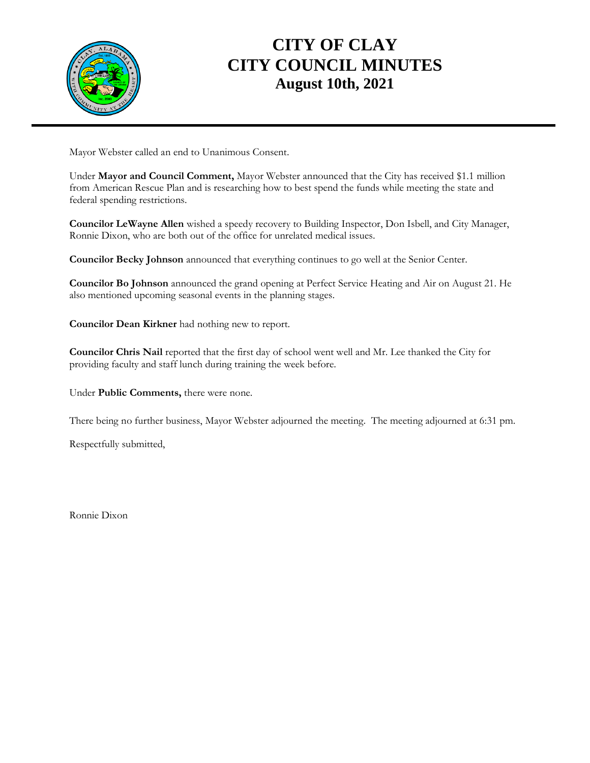# CITY OF CLAY
# CITY COUNCIL MINUTES
## August 10th, 2021

Mayor Webster called an end to Unanimous Consent.

Under **Mayor and Council Comment,** Mayor Webster announced that the City has received $1.1 million from American Rescue Plan and is researching how to best spend the funds while meeting the state and federal spending restrictions.

**Councilor LeWayne Allen** wished a speedy recovery to Building Inspector, Don Isbell, and City Manager, Ronnie Dixon, who are both out of the office for unrelated medical issues.

**Councilor Becky Johnson** announced that everything continues to go well at the Senior Center.

**Councilor Bo Johnson** announced the grand opening at Perfect Service Heating and Air on August 21. He also mentioned upcoming seasonal events in the planning stages.

**Councilor Dean Kirkner** had nothing new to report.

**Councilor Chris Nail** reported that the first day of school went well and Mr. Lee thanked the City for providing faculty and staff lunch during training the week before.

Under **Public Comments,** there were none.

There being no further business, Mayor Webster adjourned the meeting. The meeting adjourned at 6:31 pm.

Respectfully submitted,

Ronnie Dixon